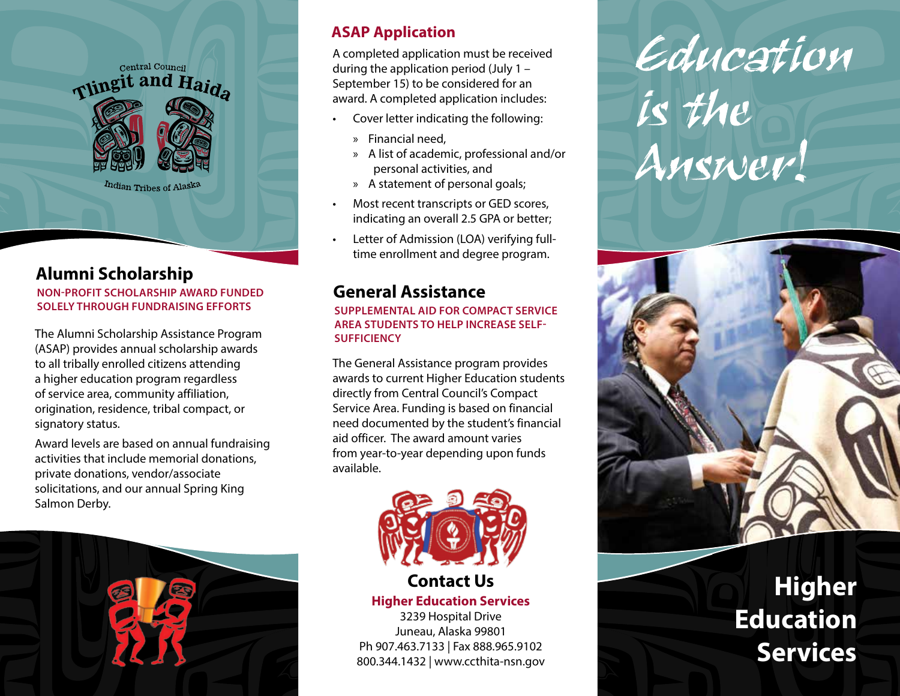Central Council Tlingit and Haida Indian Tribes of Alaska

## Alumni Scholarship

**NON-PROFIT SCHOLARSHIP AWARD FUNDED SOLELY THROUGH FUNDRAISING EFFORTS**

The Alumni Scholarship Assistance Program (ASAP) provides annual scholarship awards to all tribally enrolled citizens attending a higher education program regardless of service area, community affiliation, origination, residence, tribal compact, or signatory status.

Award levels are based on annual fundraising activities that include memorial donations, private donations, vendor/associate solicitations, and our annual Spring King Salmon Derby.

### ASAP Application

A completed application must be received during the application period (July 1 – September 15) to be considered for an award. A completed application includes:

- Cover letter indicating the following:
  - Financial need,
  - A list of academic, professional and/or personal activities, and
  - A statement of personal goals;
- Most recent transcripts or GED scores, indicating an overall 2.5 GPA or better;
- Letter of Admission (LOA) verifying full-time enrollment and degree program.

## General Assistance

**SUPPLEMENTAL AID FOR COMPACT SERVICE AREA STUDENTS TO HELP INCREASE SELF-SUFFICIENCY**

The General Assistance program provides awards to current Higher Education students directly from Central Council's Compact Service Area. Funding is based on financial need documented by the student's financial aid officer. The award amount varies from year-to-year depending upon funds available.

## Contact Us

**Higher Education Services**
3239 Hospital Drive
Juneau, Alaska 99801
Ph 907.463.7133 | Fax 888.965.9102
800.344.1432 | www.ccthita-nsn.gov

# Education is the Answer!

# Higher Education Services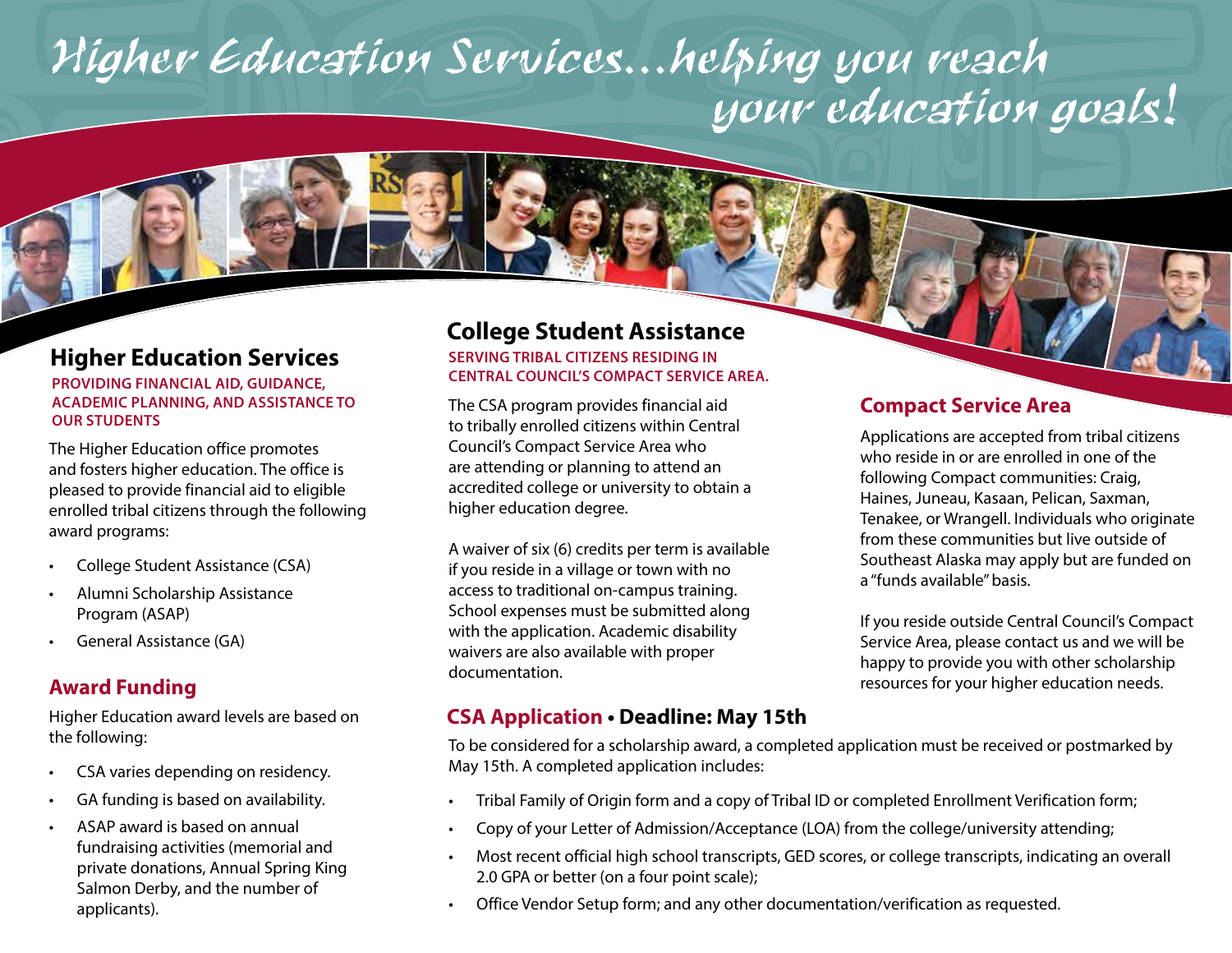# Higher Education Services...helping you reach your education goals!

## Higher Education Services

**PROVIDING FINANCIAL AID, GUIDANCE, ACADEMIC PLANNING, AND ASSISTANCE TO OUR STUDENTS**

The Higher Education office promotes and fosters higher education. The office is pleased to provide financial aid to eligible enrolled tribal citizens through the following award programs:

- College Student Assistance (CSA)
- Alumni Scholarship Assistance Program (ASAP)
- General Assistance (GA)

### Award Funding

Higher Education award levels are based on the following:

- CSA varies depending on residency.
- GA funding is based on availability.
- ASAP award is based on annual fundraising activities (memorial and private donations, Annual Spring King Salmon Derby, and the number of applicants).

## College Student Assistance

**SERVING TRIBAL CITIZENS RESIDING IN CENTRAL COUNCIL'S COMPACT SERVICE AREA.**

The CSA program provides financial aid to tribally enrolled citizens within Central Council's Compact Service Area who are attending or planning to attend an accredited college or university to obtain a higher education degree.

A waiver of six (6) credits per term is available if you reside in a village or town with no access to traditional on-campus training. School expenses must be submitted along with the application. Academic disability waivers are also available with proper documentation.

### Compact Service Area

Applications are accepted from tribal citizens who reside in or are enrolled in one of the following Compact communities: Craig, Haines, Juneau, Kasaan, Pelican, Saxman, Tenakee, or Wrangell. Individuals who originate from these communities but live outside of Southeast Alaska may apply but are funded on a "funds available" basis.

If you reside outside Central Council's Compact Service Area, please contact us and we will be happy to provide you with other scholarship resources for your higher education needs.

### CSA Application • Deadline: May 15th

To be considered for a scholarship award, a completed application must be received or postmarked by May 15th. A completed application includes:

- Tribal Family of Origin form and a copy of Tribal ID or completed Enrollment Verification form;
- Copy of your Letter of Admission/Acceptance (LOA) from the college/university attending;
- Most recent official high school transcripts, GED scores, or college transcripts, indicating an overall 2.0 GPA or better (on a four point scale);
- Office Vendor Setup form; and any other documentation/verification as requested.